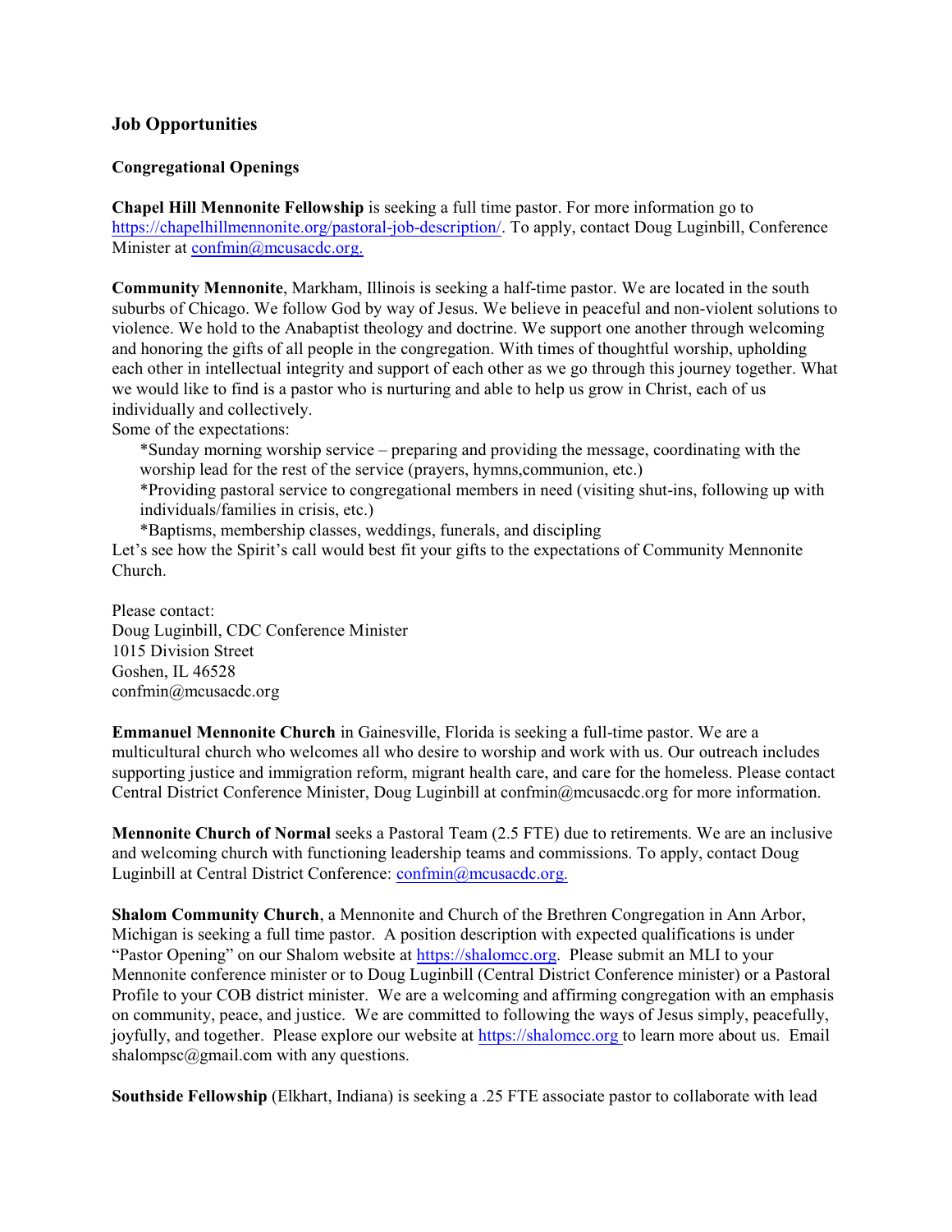## Job Opportunities

### Congregational Openings

**Chapel Hill Mennonite Fellowship** is seeking a full time pastor. For more information go to https://chapelhillmennonite.org/pastoral-job-description/. To apply, contact Doug Luginbill, Conference Minister at confmin@mcusacdc.org.

**Community Mennonite**, Markham, Illinois is seeking a half-time pastor. We are located in the south suburbs of Chicago. We follow God by way of Jesus. We believe in peaceful and non-violent solutions to violence. We hold to the Anabaptist theology and doctrine. We support one another through welcoming and honoring the gifts of all people in the congregation. With times of thoughtful worship, upholding each other in intellectual integrity and support of each other as we go through this journey together. What we would like to find is a pastor who is nurturing and able to help us grow in Christ, each of us individually and collectively.

Some of the expectations:

*Sunday morning worship service – preparing and providing the message, coordinating with the worship lead for the rest of the service (prayers, hymns,communion, etc.)

*Providing pastoral service to congregational members in need (visiting shut-ins, following up with individuals/families in crisis, etc.)

*Baptisms, membership classes, weddings, funerals, and discipling

Let's see how the Spirit's call would best fit your gifts to the expectations of Community Mennonite Church.

Please contact:
Doug Luginbill, CDC Conference Minister
1015 Division Street
Goshen, IL 46528
confmin@mcusacdc.org

**Emmanuel Mennonite Church** in Gainesville, Florida is seeking a full-time pastor. We are a multicultural church who welcomes all who desire to worship and work with us. Our outreach includes supporting justice and immigration reform, migrant health care, and care for the homeless. Please contact Central District Conference Minister, Doug Luginbill at confmin@mcusacdc.org for more information.

**Mennonite Church of Normal** seeks a Pastoral Team (2.5 FTE) due to retirements. We are an inclusive and welcoming church with functioning leadership teams and commissions. To apply, contact Doug Luginbill at Central District Conference: confmin@mcusacdc.org.

**Shalom Community Church**, a Mennonite and Church of the Brethren Congregation in Ann Arbor, Michigan is seeking a full time pastor. A position description with expected qualifications is under "Pastor Opening" on our Shalom website at https://shalomcc.org. Please submit an MLI to your Mennonite conference minister or to Doug Luginbill (Central District Conference minister) or a Pastoral Profile to your COB district minister. We are a welcoming and affirming congregation with an emphasis on community, peace, and justice. We are committed to following the ways of Jesus simply, peacefully, joyfully, and together. Please explore our website at https://shalomcc.org to learn more about us. Email shalompsc@gmail.com with any questions.

**Southside Fellowship** (Elkhart, Indiana) is seeking a .25 FTE associate pastor to collaborate with lead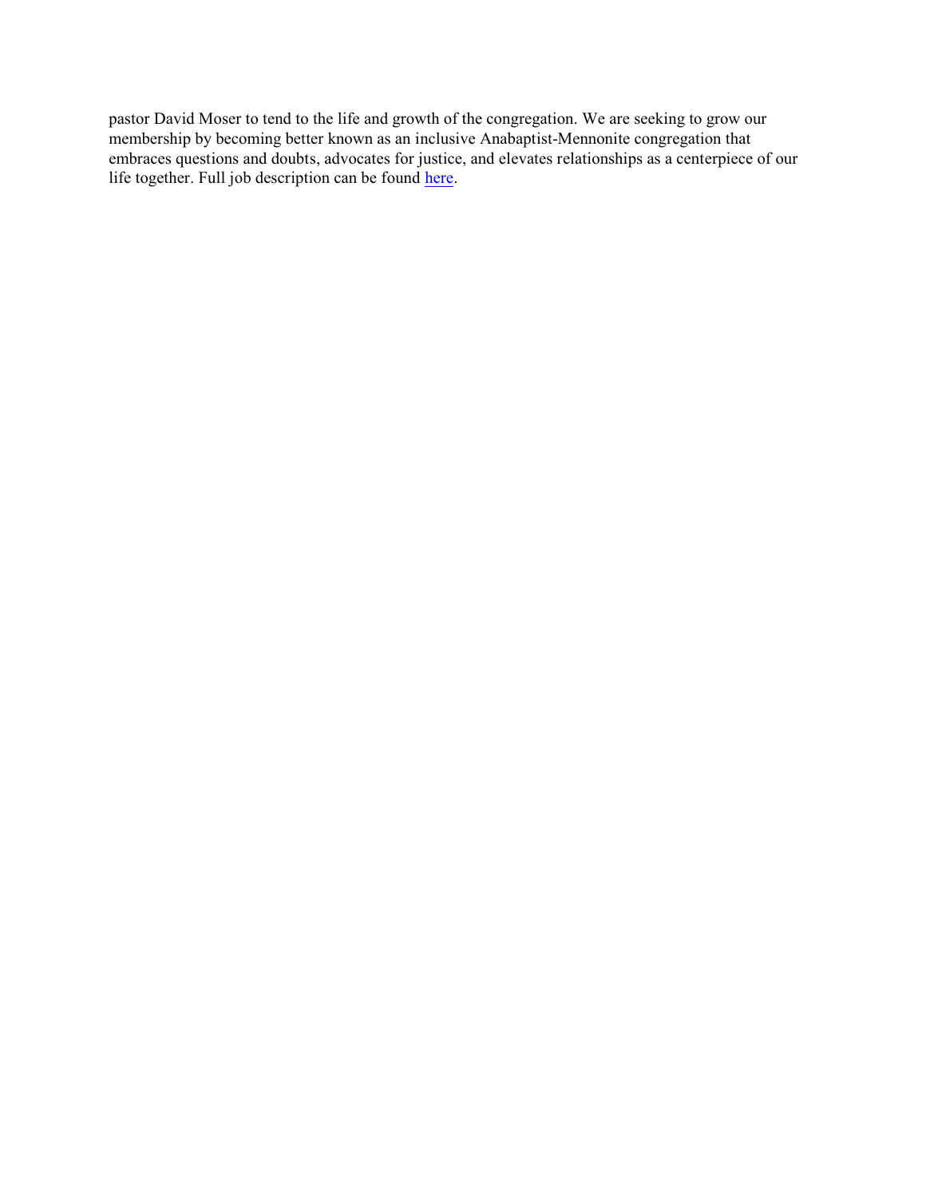pastor David Moser to tend to the life and growth of the congregation. We are seeking to grow our membership by becoming better known as an inclusive Anabaptist-Mennonite congregation that embraces questions and doubts, advocates for justice, and elevates relationships as a centerpiece of our life together. Full job description can be found here.